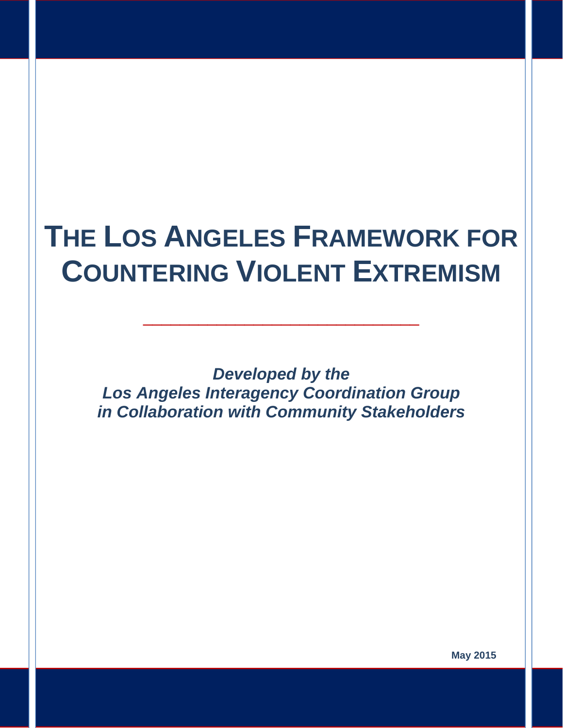# THE LOS ANGELES FRAMEWORK FOR COUNTERING VIOLENT EXTREMISM

***Developed by the***
***Los Angeles Interagency Coordination Group***
***in Collaboration with Community Stakeholders***

**May 2015**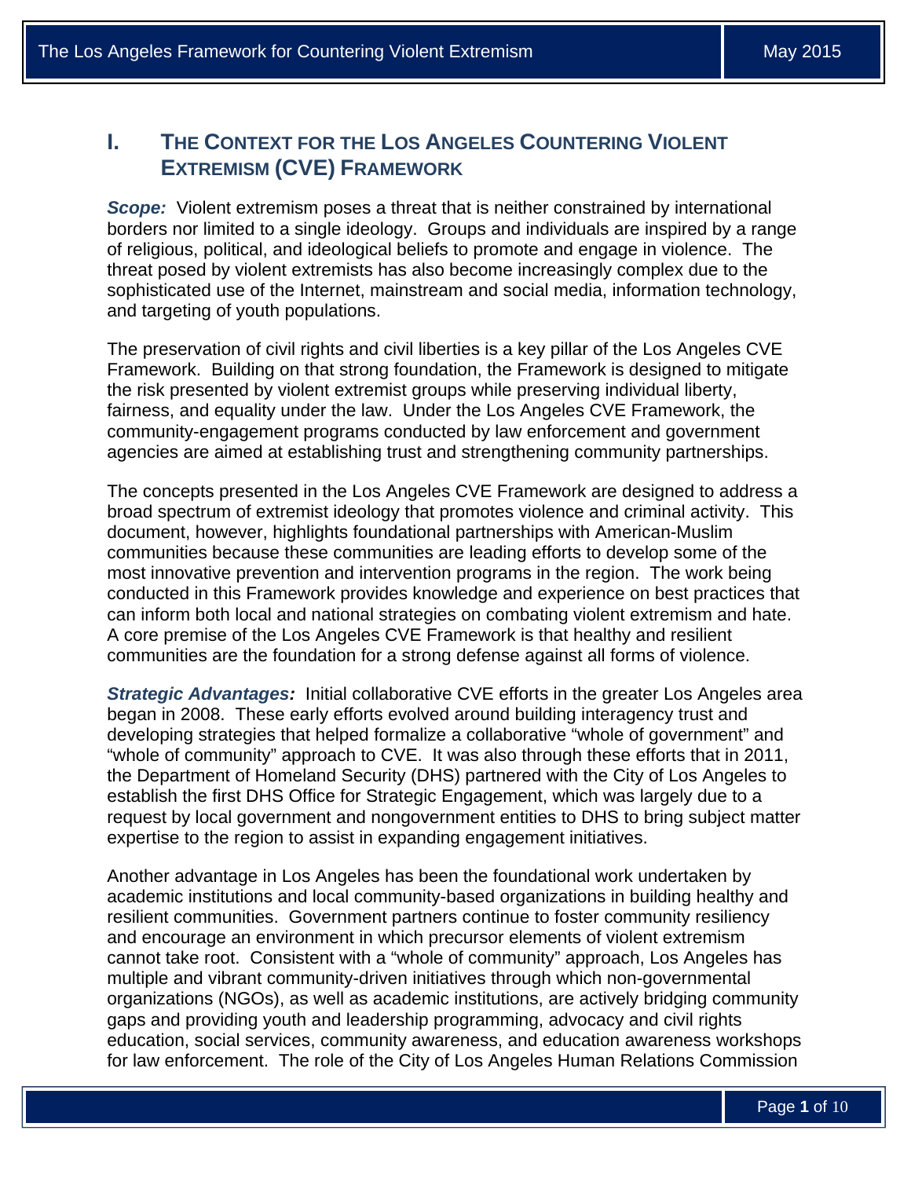## I. THE CONTEXT FOR THE LOS ANGELES COUNTERING VIOLENT EXTREMISM (CVE) FRAMEWORK

***Scope:*** Violent extremism poses a threat that is neither constrained by international borders nor limited to a single ideology. Groups and individuals are inspired by a range of religious, political, and ideological beliefs to promote and engage in violence. The threat posed by violent extremists has also become increasingly complex due to the sophisticated use of the Internet, mainstream and social media, information technology, and targeting of youth populations.

The preservation of civil rights and civil liberties is a key pillar of the Los Angeles CVE Framework. Building on that strong foundation, the Framework is designed to mitigate the risk presented by violent extremist groups while preserving individual liberty, fairness, and equality under the law. Under the Los Angeles CVE Framework, the community-engagement programs conducted by law enforcement and government agencies are aimed at establishing trust and strengthening community partnerships.

The concepts presented in the Los Angeles CVE Framework are designed to address a broad spectrum of extremist ideology that promotes violence and criminal activity. This document, however, highlights foundational partnerships with American-Muslim communities because these communities are leading efforts to develop some of the most innovative prevention and intervention programs in the region. The work being conducted in this Framework provides knowledge and experience on best practices that can inform both local and national strategies on combating violent extremism and hate. A core premise of the Los Angeles CVE Framework is that healthy and resilient communities are the foundation for a strong defense against all forms of violence.

***Strategic Advantages:*** Initial collaborative CVE efforts in the greater Los Angeles area began in 2008. These early efforts evolved around building interagency trust and developing strategies that helped formalize a collaborative "whole of government" and "whole of community" approach to CVE. It was also through these efforts that in 2011, the Department of Homeland Security (DHS) partnered with the City of Los Angeles to establish the first DHS Office for Strategic Engagement, which was largely due to a request by local government and nongovernment entities to DHS to bring subject matter expertise to the region to assist in expanding engagement initiatives.

Another advantage in Los Angeles has been the foundational work undertaken by academic institutions and local community-based organizations in building healthy and resilient communities. Government partners continue to foster community resiliency and encourage an environment in which precursor elements of violent extremism cannot take root. Consistent with a "whole of community" approach, Los Angeles has multiple and vibrant community-driven initiatives through which non-governmental organizations (NGOs), as well as academic institutions, are actively bridging community gaps and providing youth and leadership programming, advocacy and civil rights education, social services, community awareness, and education awareness workshops for law enforcement. The role of the City of Los Angeles Human Relations Commission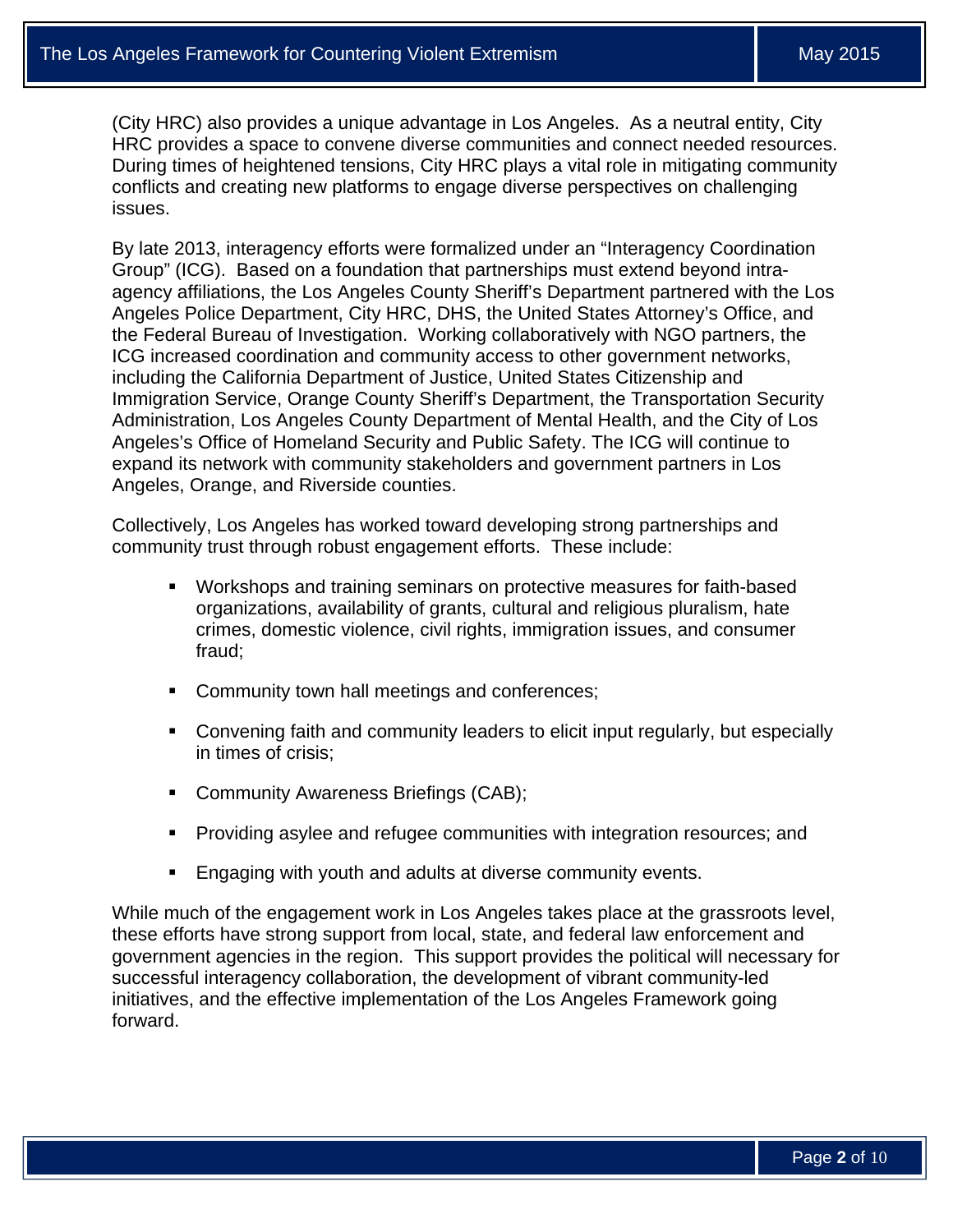(City HRC) also provides a unique advantage in Los Angeles. As a neutral entity, City HRC provides a space to convene diverse communities and connect needed resources. During times of heightened tensions, City HRC plays a vital role in mitigating community conflicts and creating new platforms to engage diverse perspectives on challenging issues.

By late 2013, interagency efforts were formalized under an "Interagency Coordination Group" (ICG). Based on a foundation that partnerships must extend beyond intra-agency affiliations, the Los Angeles County Sheriff's Department partnered with the Los Angeles Police Department, City HRC, DHS, the United States Attorney's Office, and the Federal Bureau of Investigation. Working collaboratively with NGO partners, the ICG increased coordination and community access to other government networks, including the California Department of Justice, United States Citizenship and Immigration Service, Orange County Sheriff's Department, the Transportation Security Administration, Los Angeles County Department of Mental Health, and the City of Los Angeles's Office of Homeland Security and Public Safety. The ICG will continue to expand its network with community stakeholders and government partners in Los Angeles, Orange, and Riverside counties.

Collectively, Los Angeles has worked toward developing strong partnerships and community trust through robust engagement efforts. These include:

- Workshops and training seminars on protective measures for faith-based organizations, availability of grants, cultural and religious pluralism, hate crimes, domestic violence, civil rights, immigration issues, and consumer fraud;
- Community town hall meetings and conferences;
- Convening faith and community leaders to elicit input regularly, but especially in times of crisis;
- Community Awareness Briefings (CAB);
- Providing asylee and refugee communities with integration resources; and
- Engaging with youth and adults at diverse community events.

While much of the engagement work in Los Angeles takes place at the grassroots level, these efforts have strong support from local, state, and federal law enforcement and government agencies in the region. This support provides the political will necessary for successful interagency collaboration, the development of vibrant community-led initiatives, and the effective implementation of the Los Angeles Framework going forward.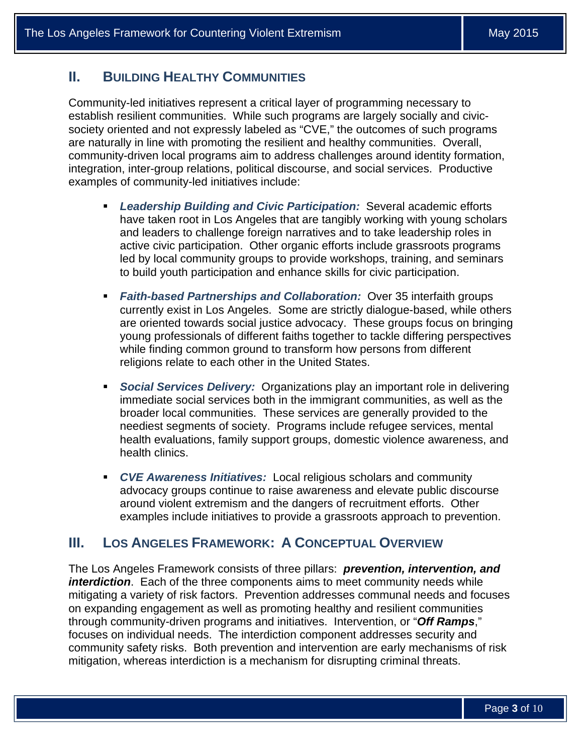## II. BUILDING HEALTHY COMMUNITIES

Community-led initiatives represent a critical layer of programming necessary to establish resilient communities. While such programs are largely socially and civic-society oriented and not expressly labeled as "CVE," the outcomes of such programs are naturally in line with promoting the resilient and healthy communities. Overall, community-driven local programs aim to address challenges around identity formation, integration, inter-group relations, political discourse, and social services. Productive examples of community-led initiatives include:

- ***Leadership Building and Civic Participation:*** Several academic efforts have taken root in Los Angeles that are tangibly working with young scholars and leaders to challenge foreign narratives and to take leadership roles in active civic participation. Other organic efforts include grassroots programs led by local community groups to provide workshops, training, and seminars to build youth participation and enhance skills for civic participation.

- ***Faith-based Partnerships and Collaboration:*** Over 35 interfaith groups currently exist in Los Angeles. Some are strictly dialogue-based, while others are oriented towards social justice advocacy. These groups focus on bringing young professionals of different faiths together to tackle differing perspectives while finding common ground to transform how persons from different religions relate to each other in the United States.

- ***Social Services Delivery:*** Organizations play an important role in delivering immediate social services both in the immigrant communities, as well as the broader local communities. These services are generally provided to the neediest segments of society. Programs include refugee services, mental health evaluations, family support groups, domestic violence awareness, and health clinics.

- ***CVE Awareness Initiatives:*** Local religious scholars and community advocacy groups continue to raise awareness and elevate public discourse around violent extremism and the dangers of recruitment efforts. Other examples include initiatives to provide a grassroots approach to prevention.

## III. LOS ANGELES FRAMEWORK: A CONCEPTUAL OVERVIEW

The Los Angeles Framework consists of three pillars: ***prevention, intervention, and interdiction***. Each of the three components aims to meet community needs while mitigating a variety of risk factors. Prevention addresses communal needs and focuses on expanding engagement as well as promoting healthy and resilient communities through community-driven programs and initiatives. Intervention, or "***Off Ramps***," focuses on individual needs. The interdiction component addresses security and community safety risks. Both prevention and intervention are early mechanisms of risk mitigation, whereas interdiction is a mechanism for disrupting criminal threats.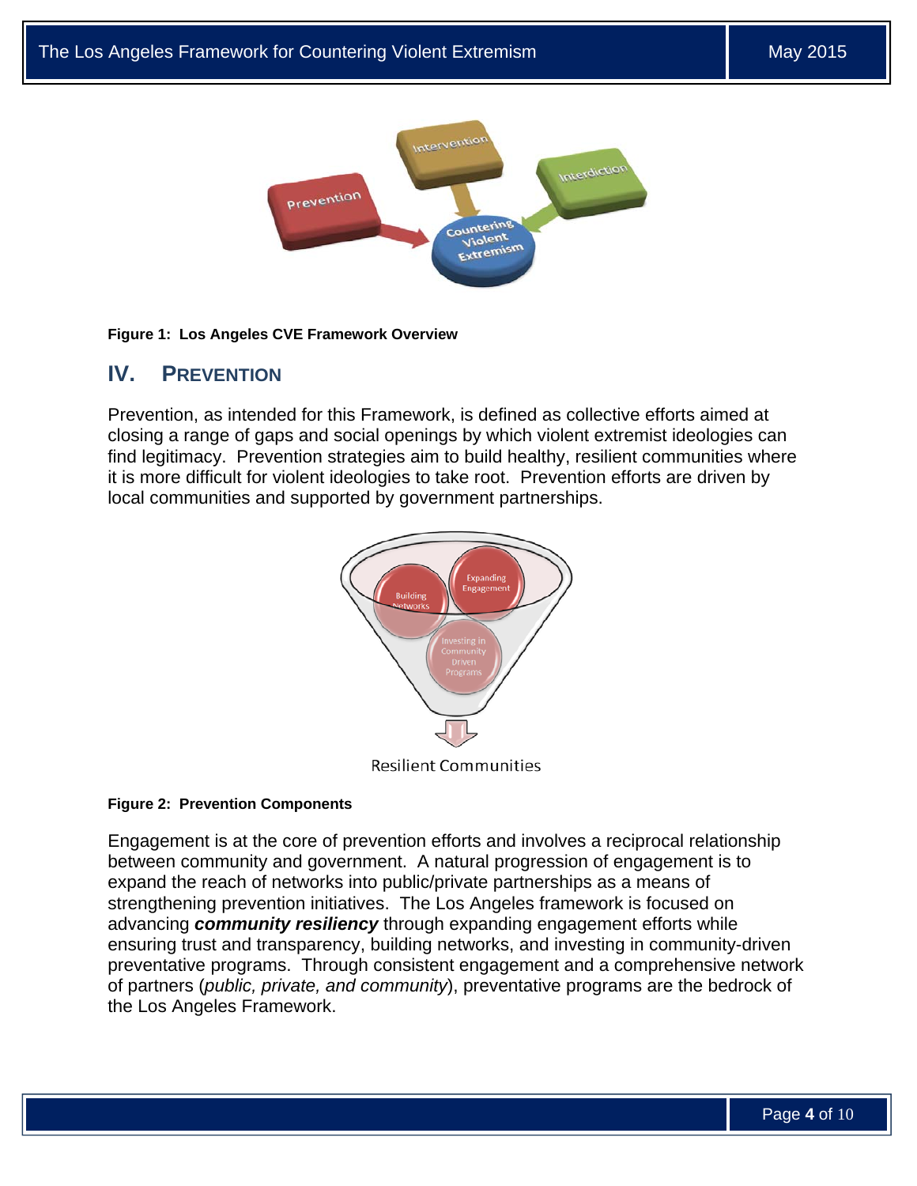**Figure 1: Los Angeles CVE Framework Overview**

## IV. PREVENTION

Prevention, as intended for this Framework, is defined as collective efforts aimed at closing a range of gaps and social openings by which violent extremist ideologies can find legitimacy. Prevention strategies aim to build healthy, resilient communities where it is more difficult for violent ideologies to take root. Prevention efforts are driven by local communities and supported by government partnerships.

**Figure 2: Prevention Components**

Engagement is at the core of prevention efforts and involves a reciprocal relationship between community and government. A natural progression of engagement is to expand the reach of networks into public/private partnerships as a means of strengthening prevention initiatives. The Los Angeles framework is focused on advancing ***community resiliency*** through expanding engagement efforts while ensuring trust and transparency, building networks, and investing in community-driven preventative programs. Through consistent engagement and a comprehensive network of partners (*public, private, and community*), preventative programs are the bedrock of the Los Angeles Framework.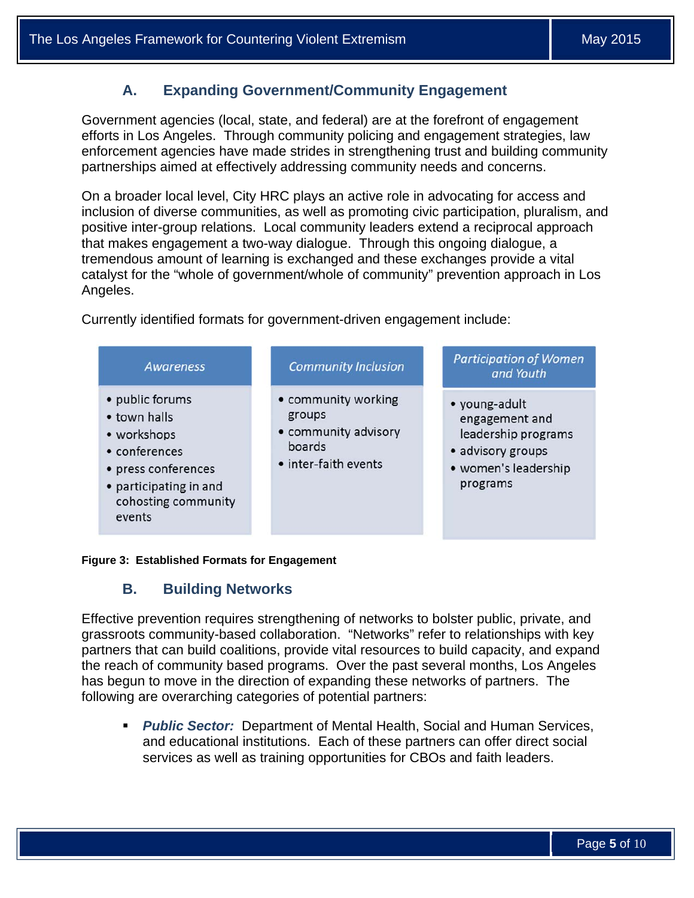### A. Expanding Government/Community Engagement

Government agencies (local, state, and federal) are at the forefront of engagement efforts in Los Angeles. Through community policing and engagement strategies, law enforcement agencies have made strides in strengthening trust and building community partnerships aimed at effectively addressing community needs and concerns.

On a broader local level, City HRC plays an active role in advocating for access and inclusion of diverse communities, as well as promoting civic participation, pluralism, and positive inter-group relations. Local community leaders extend a reciprocal approach that makes engagement a two-way dialogue. Through this ongoing dialogue, a tremendous amount of learning is exchanged and these exchanges provide a vital catalyst for the "whole of government/whole of community" prevention approach in Los Angeles.

Currently identified formats for government-driven engagement include:

| *Awareness* | *Community Inclusion* | *Participation of Women and Youth* |
|---|---|---|
| • public forums<br>• town halls<br>• workshops<br>• conferences<br>• press conferences<br>• participating in and cohosting community events | • community working groups<br>• community advisory boards<br>• inter-faith events | • young-adult engagement and leadership programs<br>• advisory groups<br>• women's leadership programs |

**Figure 3: Established Formats for Engagement**

### B. Building Networks

Effective prevention requires strengthening of networks to bolster public, private, and grassroots community-based collaboration. "Networks" refer to relationships with key partners that can build coalitions, provide vital resources to build capacity, and expand the reach of community based programs. Over the past several months, Los Angeles has begun to move in the direction of expanding these networks of partners. The following are overarching categories of potential partners:

- ***Public Sector:*** Department of Mental Health, Social and Human Services, and educational institutions. Each of these partners can offer direct social services as well as training opportunities for CBOs and faith leaders.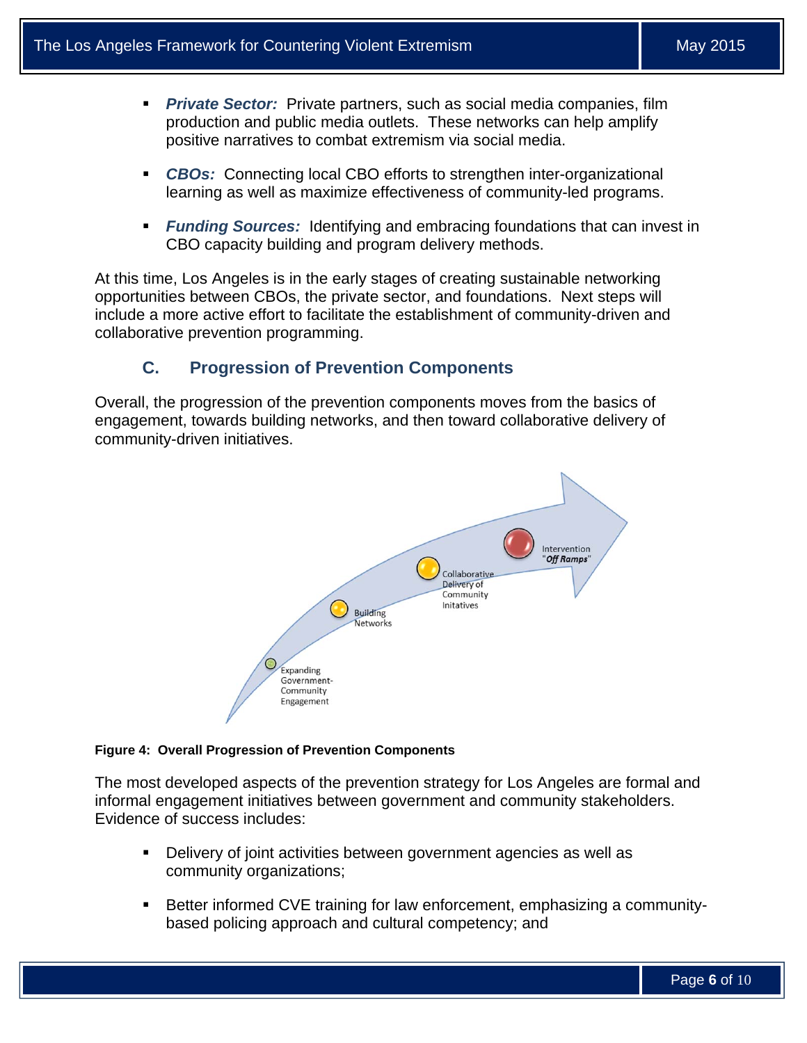- ***Private Sector:*** Private partners, such as social media companies, film production and public media outlets. These networks can help amplify positive narratives to combat extremism via social media.

- ***CBOs:*** Connecting local CBO efforts to strengthen inter-organizational learning as well as maximize effectiveness of community-led programs.

- ***Funding Sources:*** Identifying and embracing foundations that can invest in CBO capacity building and program delivery methods.

At this time, Los Angeles is in the early stages of creating sustainable networking opportunities between CBOs, the private sector, and foundations. Next steps will include a more active effort to facilitate the establishment of community-driven and collaborative prevention programming.

### C. Progression of Prevention Components

Overall, the progression of the prevention components moves from the basics of engagement, towards building networks, and then toward collaborative delivery of community-driven initiatives.

Expanding Government-Community Engagement

Building Networks

Collaborative Delivery of Community Initatives

Intervention "*Off Ramps*"

**Figure 4: Overall Progression of Prevention Components**

The most developed aspects of the prevention strategy for Los Angeles are formal and informal engagement initiatives between government and community stakeholders. Evidence of success includes:

- Delivery of joint activities between government agencies as well as community organizations;

- Better informed CVE training for law enforcement, emphasizing a community-based policing approach and cultural competency; and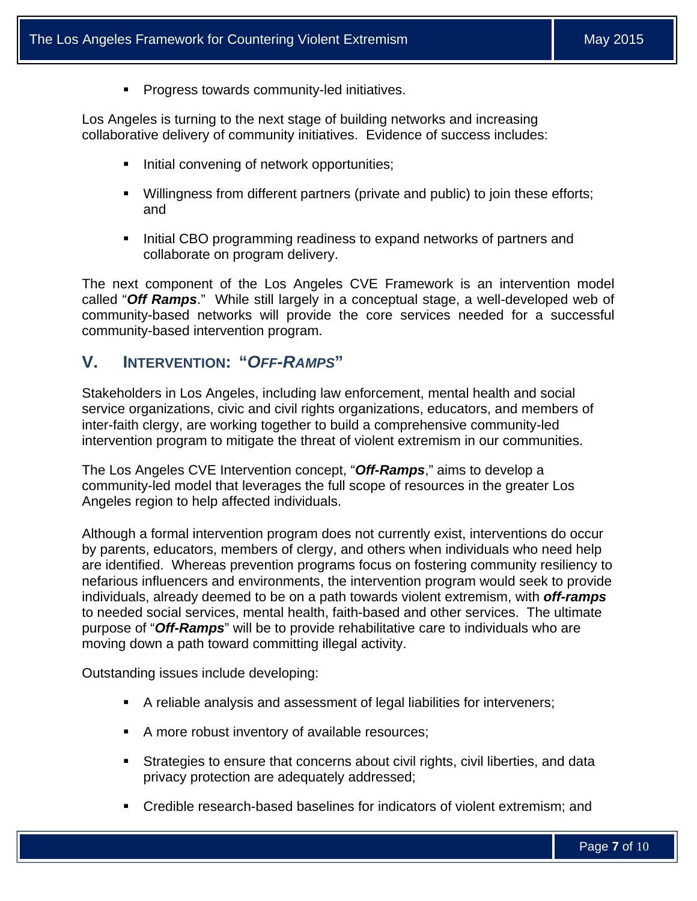- Progress towards community-led initiatives.

Los Angeles is turning to the next stage of building networks and increasing collaborative delivery of community initiatives. Evidence of success includes:

- Initial convening of network opportunities;
- Willingness from different partners (private and public) to join these efforts; and
- Initial CBO programming readiness to expand networks of partners and collaborate on program delivery.

The next component of the Los Angeles CVE Framework is an intervention model called "***Off Ramps***." While still largely in a conceptual stage, a well-developed web of community-based networks will provide the core services needed for a successful community-based intervention program.

## V. INTERVENTION: "*OFF-RAMPS*"

Stakeholders in Los Angeles, including law enforcement, mental health and social service organizations, civic and civil rights organizations, educators, and members of inter-faith clergy, are working together to build a comprehensive community-led intervention program to mitigate the threat of violent extremism in our communities.

The Los Angeles CVE Intervention concept, "***Off-Ramps***," aims to develop a community-led model that leverages the full scope of resources in the greater Los Angeles region to help affected individuals.

Although a formal intervention program does not currently exist, interventions do occur by parents, educators, members of clergy, and others when individuals who need help are identified. Whereas prevention programs focus on fostering community resiliency to nefarious influencers and environments, the intervention program would seek to provide individuals, already deemed to be on a path towards violent extremism, with ***off-ramps*** to needed social services, mental health, faith-based and other services. The ultimate purpose of "***Off-Ramps***" will be to provide rehabilitative care to individuals who are moving down a path toward committing illegal activity.

Outstanding issues include developing:

- A reliable analysis and assessment of legal liabilities for interveners;
- A more robust inventory of available resources;
- Strategies to ensure that concerns about civil rights, civil liberties, and data privacy protection are adequately addressed;
- Credible research-based baselines for indicators of violent extremism; and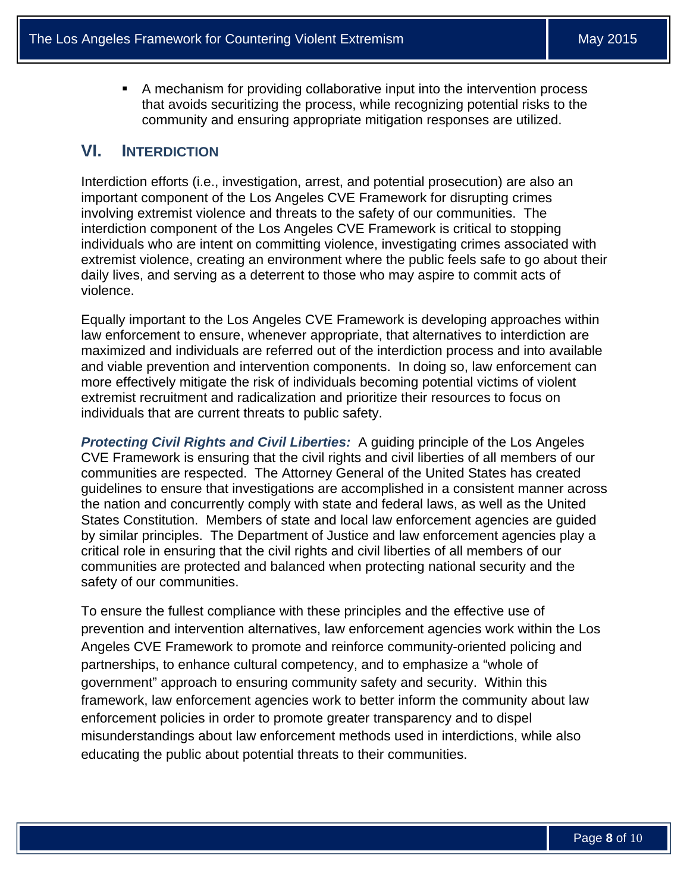- A mechanism for providing collaborative input into the intervention process that avoids securitizing the process, while recognizing potential risks to the community and ensuring appropriate mitigation responses are utilized.

## VI. INTERDICTION

Interdiction efforts (i.e., investigation, arrest, and potential prosecution) are also an important component of the Los Angeles CVE Framework for disrupting crimes involving extremist violence and threats to the safety of our communities. The interdiction component of the Los Angeles CVE Framework is critical to stopping individuals who are intent on committing violence, investigating crimes associated with extremist violence, creating an environment where the public feels safe to go about their daily lives, and serving as a deterrent to those who may aspire to commit acts of violence.

Equally important to the Los Angeles CVE Framework is developing approaches within law enforcement to ensure, whenever appropriate, that alternatives to interdiction are maximized and individuals are referred out of the interdiction process and into available and viable prevention and intervention components. In doing so, law enforcement can more effectively mitigate the risk of individuals becoming potential victims of violent extremist recruitment and radicalization and prioritize their resources to focus on individuals that are current threats to public safety.

***Protecting Civil Rights and Civil Liberties:*** A guiding principle of the Los Angeles CVE Framework is ensuring that the civil rights and civil liberties of all members of our communities are respected. The Attorney General of the United States has created guidelines to ensure that investigations are accomplished in a consistent manner across the nation and concurrently comply with state and federal laws, as well as the United States Constitution. Members of state and local law enforcement agencies are guided by similar principles. The Department of Justice and law enforcement agencies play a critical role in ensuring that the civil rights and civil liberties of all members of our communities are protected and balanced when protecting national security and the safety of our communities.

To ensure the fullest compliance with these principles and the effective use of prevention and intervention alternatives, law enforcement agencies work within the Los Angeles CVE Framework to promote and reinforce community-oriented policing and partnerships, to enhance cultural competency, and to emphasize a "whole of government" approach to ensuring community safety and security. Within this framework, law enforcement agencies work to better inform the community about law enforcement policies in order to promote greater transparency and to dispel misunderstandings about law enforcement methods used in interdictions, while also educating the public about potential threats to their communities.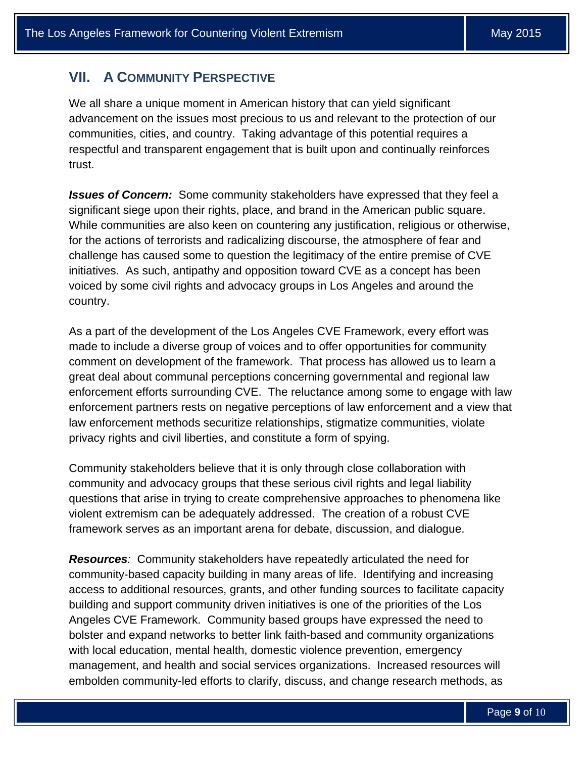## VII. A Community Perspective

We all share a unique moment in American history that can yield significant advancement on the issues most precious to us and relevant to the protection of our communities, cities, and country. Taking advantage of this potential requires a respectful and transparent engagement that is built upon and continually reinforces trust.

***Issues of Concern:*** Some community stakeholders have expressed that they feel a significant siege upon their rights, place, and brand in the American public square. While communities are also keen on countering any justification, religious or otherwise, for the actions of terrorists and radicalizing discourse, the atmosphere of fear and challenge has caused some to question the legitimacy of the entire premise of CVE initiatives. As such, antipathy and opposition toward CVE as a concept has been voiced by some civil rights and advocacy groups in Los Angeles and around the country.

As a part of the development of the Los Angeles CVE Framework, every effort was made to include a diverse group of voices and to offer opportunities for community comment on development of the framework. That process has allowed us to learn a great deal about communal perceptions concerning governmental and regional law enforcement efforts surrounding CVE. The reluctance among some to engage with law enforcement partners rests on negative perceptions of law enforcement and a view that law enforcement methods securitize relationships, stigmatize communities, violate privacy rights and civil liberties, and constitute a form of spying.

Community stakeholders believe that it is only through close collaboration with community and advocacy groups that these serious civil rights and legal liability questions that arise in trying to create comprehensive approaches to phenomena like violent extremism can be adequately addressed. The creation of a robust CVE framework serves as an important arena for debate, discussion, and dialogue.

***Resources****:* Community stakeholders have repeatedly articulated the need for community-based capacity building in many areas of life. Identifying and increasing access to additional resources, grants, and other funding sources to facilitate capacity building and support community driven initiatives is one of the priorities of the Los Angeles CVE Framework. Community based groups have expressed the need to bolster and expand networks to better link faith-based and community organizations with local education, mental health, domestic violence prevention, emergency management, and health and social services organizations. Increased resources will embolden community-led efforts to clarify, discuss, and change research methods, as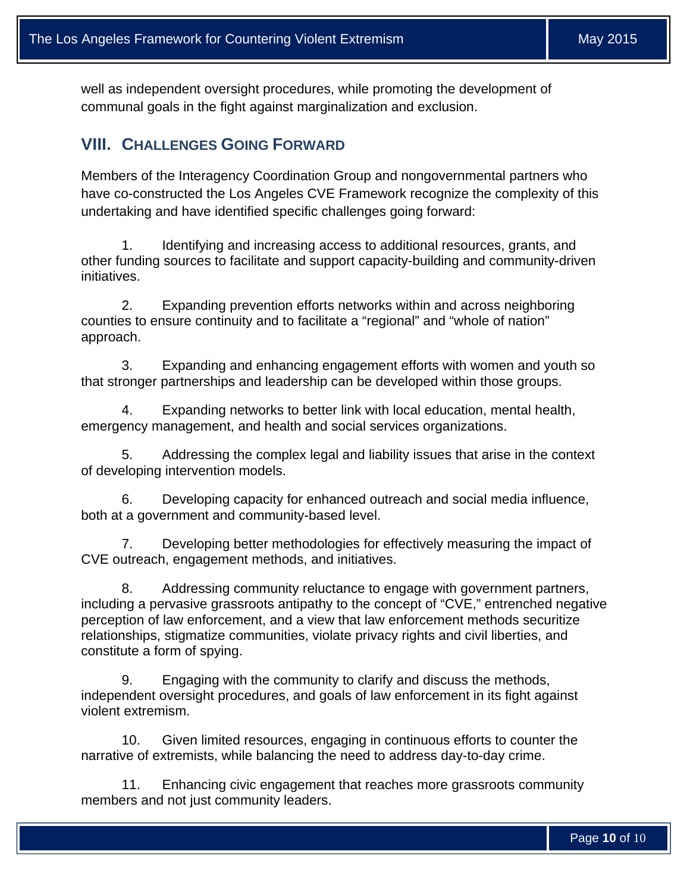well as independent oversight procedures, while promoting the development of communal goals in the fight against marginalization and exclusion.

## VIII. Challenges Going Forward

Members of the Interagency Coordination Group and nongovernmental partners who have co-constructed the Los Angeles CVE Framework recognize the complexity of this undertaking and have identified specific challenges going forward:

1. Identifying and increasing access to additional resources, grants, and other funding sources to facilitate and support capacity-building and community-driven initiatives.

2. Expanding prevention efforts networks within and across neighboring counties to ensure continuity and to facilitate a "regional" and "whole of nation" approach.

3. Expanding and enhancing engagement efforts with women and youth so that stronger partnerships and leadership can be developed within those groups.

4. Expanding networks to better link with local education, mental health, emergency management, and health and social services organizations.

5. Addressing the complex legal and liability issues that arise in the context of developing intervention models.

6. Developing capacity for enhanced outreach and social media influence, both at a government and community-based level.

7. Developing better methodologies for effectively measuring the impact of CVE outreach, engagement methods, and initiatives.

8. Addressing community reluctance to engage with government partners, including a pervasive grassroots antipathy to the concept of "CVE," entrenched negative perception of law enforcement, and a view that law enforcement methods securitize relationships, stigmatize communities, violate privacy rights and civil liberties, and constitute a form of spying.

9. Engaging with the community to clarify and discuss the methods, independent oversight procedures, and goals of law enforcement in its fight against violent extremism.

10. Given limited resources, engaging in continuous efforts to counter the narrative of extremists, while balancing the need to address day-to-day crime.

11. Enhancing civic engagement that reaches more grassroots community members and not just community leaders.